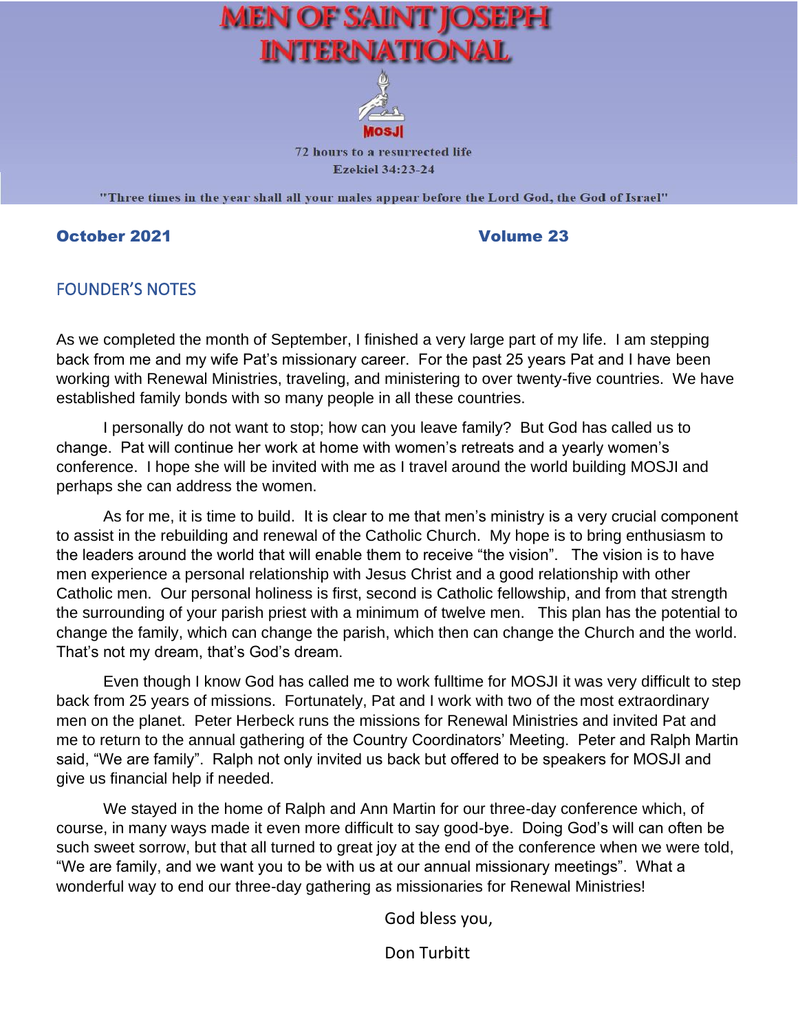# MEN OF SAINT JOSEPH INTERNATIONAL

MOSJI

72 hours to a resurrected life
Ezekiel 34:23-24

"Three times in the year shall all your males appear before the Lord God, the God of Israel"

**October 2021** **Volume 23**

## FOUNDER'S NOTES

As we completed the month of September, I finished a very large part of my life. I am stepping back from me and my wife Pat's missionary career. For the past 25 years Pat and I have been working with Renewal Ministries, traveling, and ministering to over twenty-five countries. We have established family bonds with so many people in all these countries.

I personally do not want to stop; how can you leave family? But God has called us to change. Pat will continue her work at home with women's retreats and a yearly women's conference. I hope she will be invited with me as I travel around the world building MOSJI and perhaps she can address the women.

As for me, it is time to build. It is clear to me that men's ministry is a very crucial component to assist in the rebuilding and renewal of the Catholic Church. My hope is to bring enthusiasm to the leaders around the world that will enable them to receive "the vision". The vision is to have men experience a personal relationship with Jesus Christ and a good relationship with other Catholic men. Our personal holiness is first, second is Catholic fellowship, and from that strength the surrounding of your parish priest with a minimum of twelve men. This plan has the potential to change the family, which can change the parish, which then can change the Church and the world. That's not my dream, that's God's dream.

Even though I know God has called me to work fulltime for MOSJI it was very difficult to step back from 25 years of missions. Fortunately, Pat and I work with two of the most extraordinary men on the planet. Peter Herbeck runs the missions for Renewal Ministries and invited Pat and me to return to the annual gathering of the Country Coordinators' Meeting. Peter and Ralph Martin said, "We are family". Ralph not only invited us back but offered to be speakers for MOSJI and give us financial help if needed.

We stayed in the home of Ralph and Ann Martin for our three-day conference which, of course, in many ways made it even more difficult to say good-bye. Doing God's will can often be such sweet sorrow, but that all turned to great joy at the end of the conference when we were told, "We are family, and we want you to be with us at our annual missionary meetings". What a wonderful way to end our three-day gathering as missionaries for Renewal Ministries!

God bless you,

Don Turbitt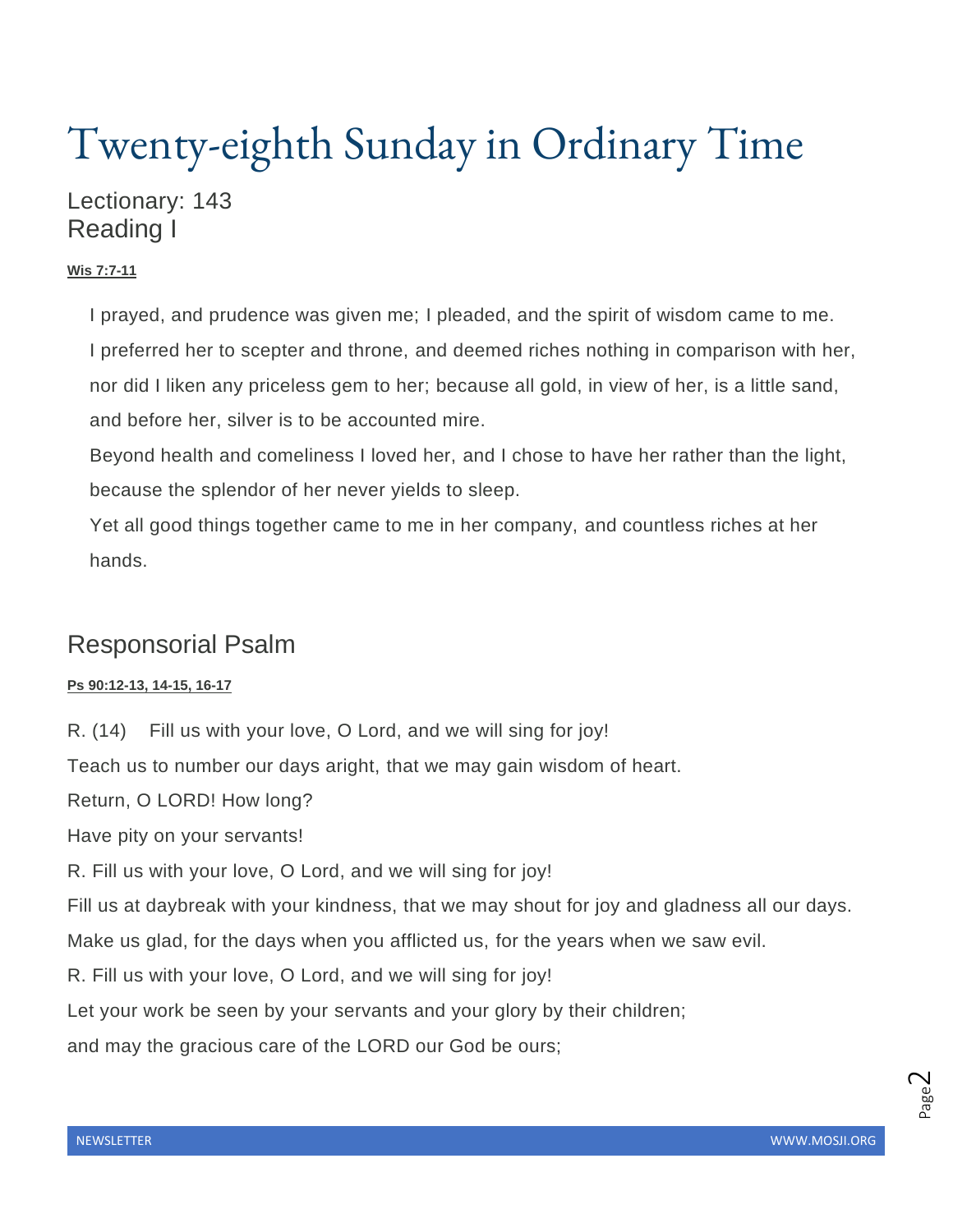# Twenty-eighth Sunday in Ordinary Time

## Lectionary: 143
## Reading I

**Wis 7:7-11**

I prayed, and prudence was given me; I pleaded, and the spirit of wisdom came to me.
I preferred her to scepter and throne, and deemed riches nothing in comparison with her, nor did I liken any priceless gem to her; because all gold, in view of her, is a little sand, and before her, silver is to be accounted mire.
Beyond health and comeliness I loved her, and I chose to have her rather than the light, because the splendor of her never yields to sleep.
Yet all good things together came to me in her company, and countless riches at her hands.

## Responsorial Psalm

**Ps 90:12-13, 14-15, 16-17**

R. (14) Fill us with your love, O Lord, and we will sing for joy!
Teach us to number our days aright, that we may gain wisdom of heart.
Return, O LORD! How long?
Have pity on your servants!
R. Fill us with your love, O Lord, and we will sing for joy!
Fill us at daybreak with your kindness, that we may shout for joy and gladness all our days.
Make us glad, for the days when you afflicted us, for the years when we saw evil.
R. Fill us with your love, O Lord, and we will sing for joy!
Let your work be seen by your servants and your glory by their children;
and may the gracious care of the LORD our God be ours;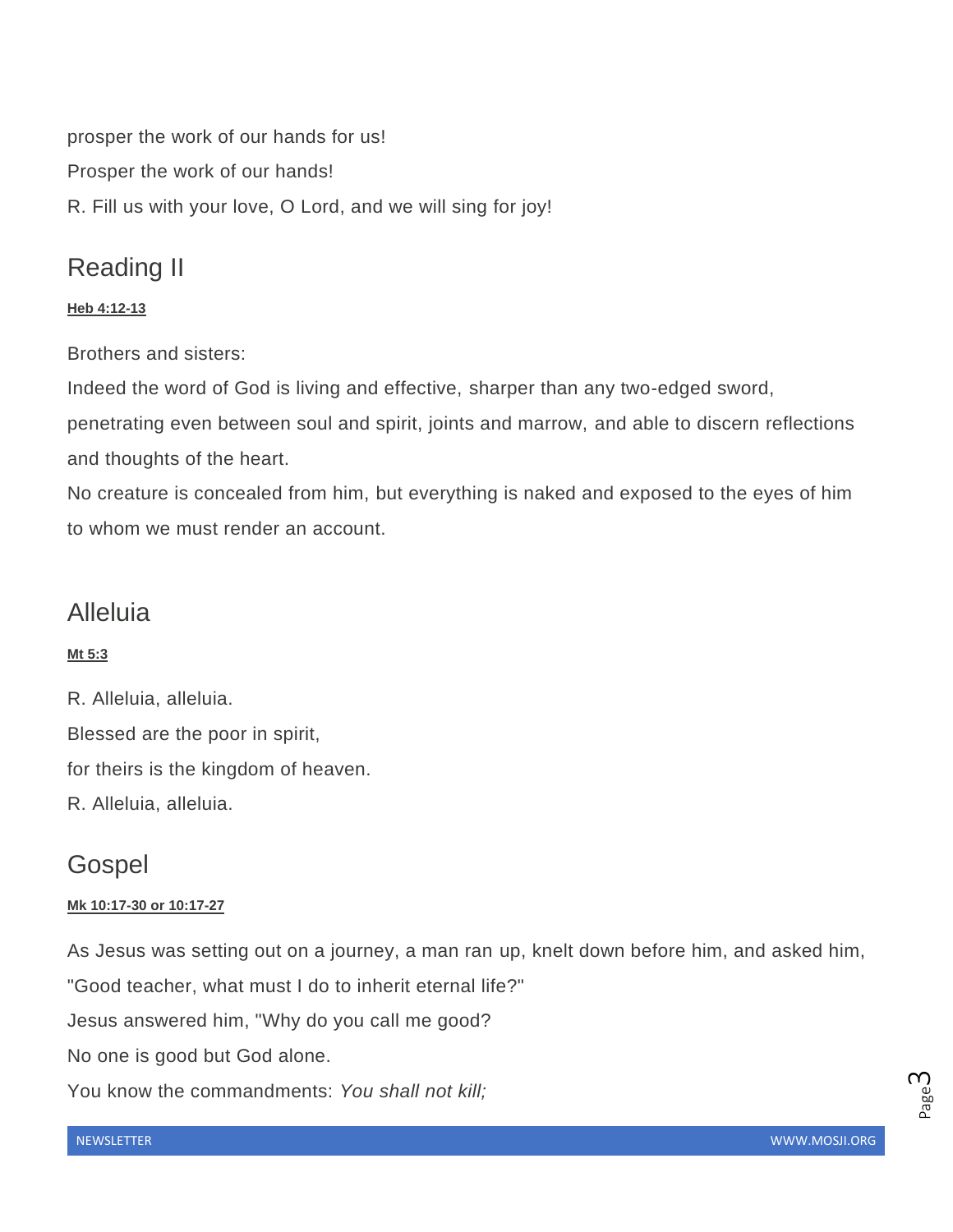prosper the work of our hands for us!

Prosper the work of our hands!

R. Fill us with your love, O Lord, and we will sing for joy!

## Reading II

**Heb 4:12-13**

Brothers and sisters:

Indeed the word of God is living and effective, sharper than any two-edged sword,
penetrating even between soul and spirit, joints and marrow, and able to discern reflections and thoughts of the heart.

No creature is concealed from him, but everything is naked and exposed to the eyes of him to whom we must render an account.

## Alleluia

**Mt 5:3**

R. Alleluia, alleluia.

Blessed are the poor in spirit,

for theirs is the kingdom of heaven.

R. Alleluia, alleluia.

## Gospel

**Mk 10:17-30 or 10:17-27**

As Jesus was setting out on a journey, a man ran up, knelt down before him, and asked him,
"Good teacher, what must I do to inherit eternal life?"

Jesus answered him, "Why do you call me good?

No one is good but God alone.

You know the commandments: *You shall not kill;*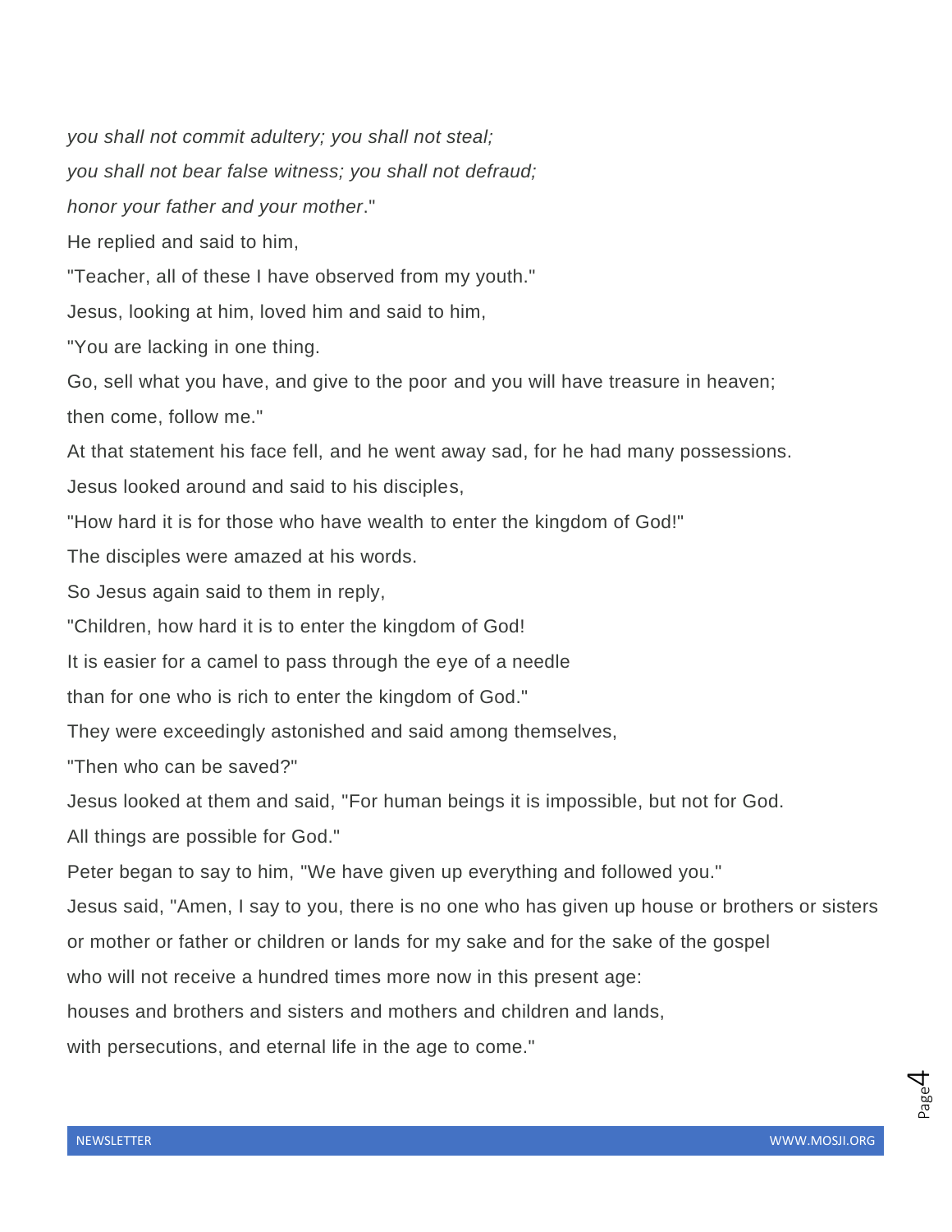*you shall not commit adultery; you shall not steal;*

*you shall not bear false witness; you shall not defraud;*

*honor your father and your mother*."

He replied and said to him,

"Teacher, all of these I have observed from my youth."

Jesus, looking at him, loved him and said to him,

"You are lacking in one thing.

Go, sell what you have, and give to the poor and you will have treasure in heaven;

then come, follow me."

At that statement his face fell, and he went away sad, for he had many possessions.

Jesus looked around and said to his disciples,

"How hard it is for those who have wealth to enter the kingdom of God!"

The disciples were amazed at his words.

So Jesus again said to them in reply,

"Children, how hard it is to enter the kingdom of God!

It is easier for a camel to pass through the eye of a needle

than for one who is rich to enter the kingdom of God."

They were exceedingly astonished and said among themselves,

"Then who can be saved?"

Jesus looked at them and said, "For human beings it is impossible, but not for God.

All things are possible for God."

Peter began to say to him, "We have given up everything and followed you."

Jesus said, "Amen, I say to you, there is no one who has given up house or brothers or sisters

or mother or father or children or lands for my sake and for the sake of the gospel

who will not receive a hundred times more now in this present age:

houses and brothers and sisters and mothers and children and lands,

with persecutions, and eternal life in the age to come."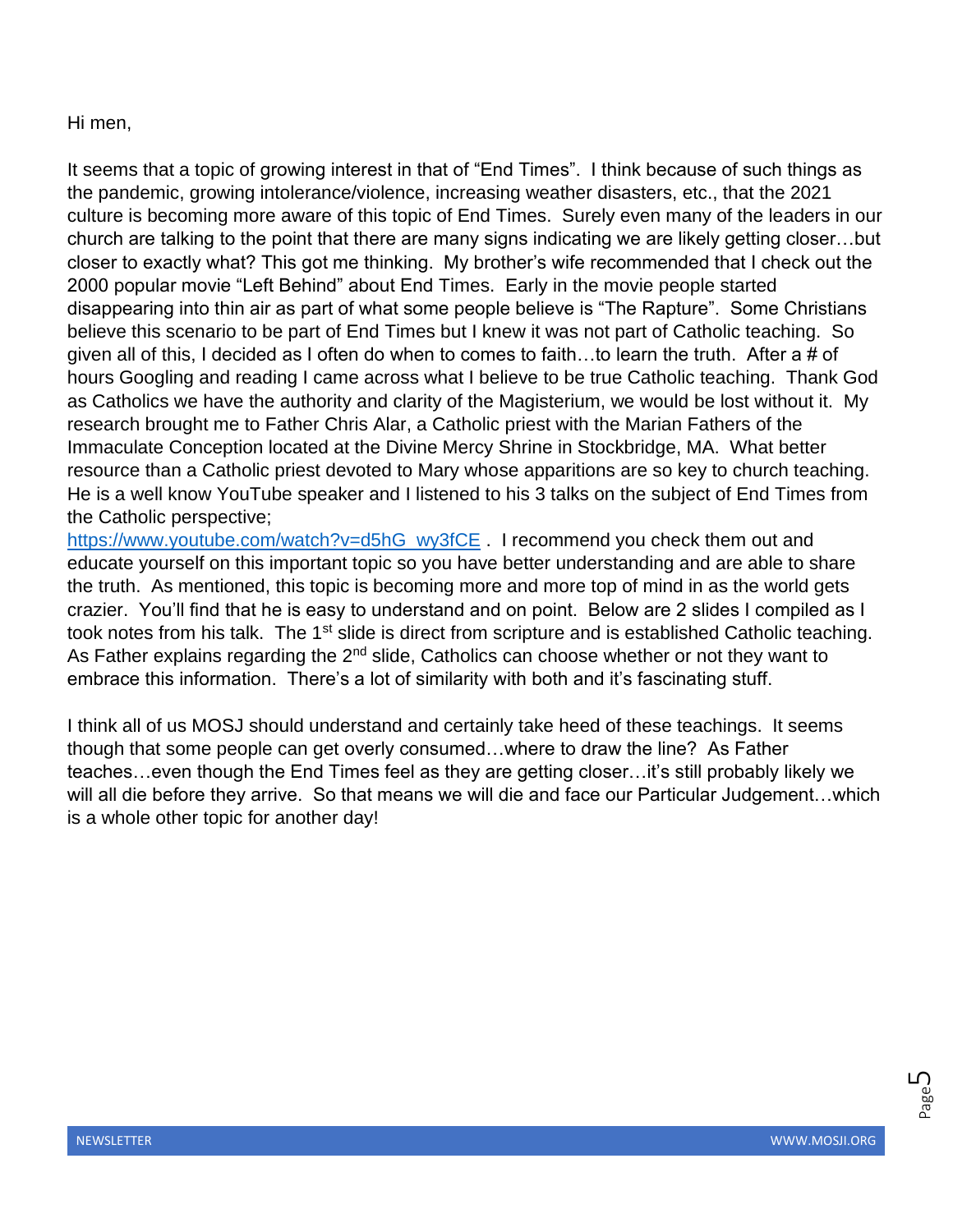Hi men,

It seems that a topic of growing interest in that of "End Times". I think because of such things as the pandemic, growing intolerance/violence, increasing weather disasters, etc., that the 2021 culture is becoming more aware of this topic of End Times. Surely even many of the leaders in our church are talking to the point that there are many signs indicating we are likely getting closer…but closer to exactly what? This got me thinking. My brother's wife recommended that I check out the 2000 popular movie "Left Behind" about End Times. Early in the movie people started disappearing into thin air as part of what some people believe is "The Rapture". Some Christians believe this scenario to be part of End Times but I knew it was not part of Catholic teaching. So given all of this, I decided as I often do when to comes to faith…to learn the truth. After a # of hours Googling and reading I came across what I believe to be true Catholic teaching. Thank God as Catholics we have the authority and clarity of the Magisterium, we would be lost without it. My research brought me to Father Chris Alar, a Catholic priest with the Marian Fathers of the Immaculate Conception located at the Divine Mercy Shrine in Stockbridge, MA. What better resource than a Catholic priest devoted to Mary whose apparitions are so key to church teaching. He is a well know YouTube speaker and I listened to his 3 talks on the subject of End Times from the Catholic perspective; https://www.youtube.com/watch?v=d5hG_wy3fCE . I recommend you check them out and educate yourself on this important topic so you have better understanding and are able to share the truth. As mentioned, this topic is becoming more and more top of mind in as the world gets crazier. You'll find that he is easy to understand and on point. Below are 2 slides I compiled as I took notes from his talk. The 1st slide is direct from scripture and is established Catholic teaching. As Father explains regarding the 2nd slide, Catholics can choose whether or not they want to embrace this information. There's a lot of similarity with both and it's fascinating stuff.

I think all of us MOSJ should understand and certainly take heed of these teachings. It seems though that some people can get overly consumed…where to draw the line? As Father teaches…even though the End Times feel as they are getting closer…it's still probably likely we will all die before they arrive. So that means we will die and face our Particular Judgement…which is a whole other topic for another day!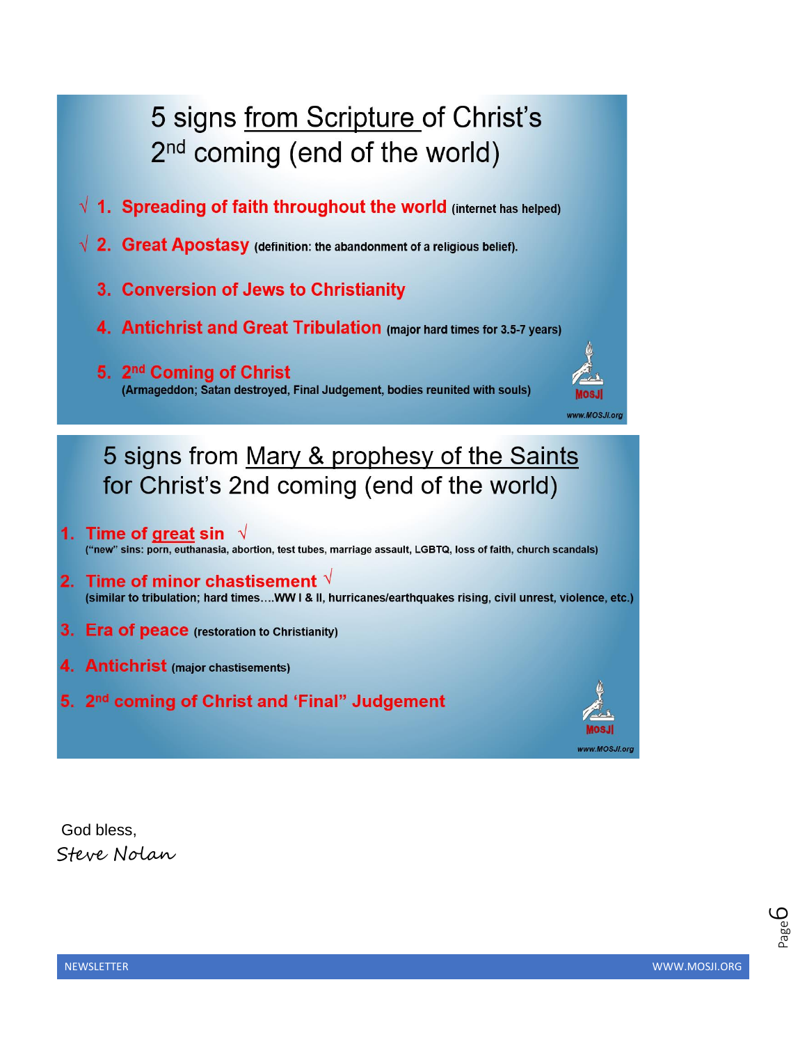## 5 signs from Scripture of Christ's 2nd coming (end of the world)

√ 1. **Spreading of faith throughout the world** (internet has helped)

√ 2. **Great Apostasy** (definition: the abandonment of a religious belief).

3. **Conversion of Jews to Christianity**

4. **Antichrist and Great Tribulation** (major hard times for 3.5-7 years)

5. **2nd Coming of Christ**
(Armageddon; Satan destroyed, Final Judgement, bodies reunited with souls)

MOSJI
www.MOSJI.org

## 5 signs from Mary & prophesy of the Saints for Christ's 2nd coming (end of the world)

1. **Time of great sin** √
("new" sins: porn, euthanasia, abortion, test tubes, marriage assault, LGBTQ, loss of faith, church scandals)

2. **Time of minor chastisement** √
(similar to tribulation; hard times….WW I & II, hurricanes/earthquakes rising, civil unrest, violence, etc.)

3. **Era of peace** (restoration to Christianity)

4. **Antichrist** (major chastisements)

5. **2nd coming of Christ and 'Final" Judgement**

MOSJI
www.MOSJI.org

God bless,

*Steve Nolan*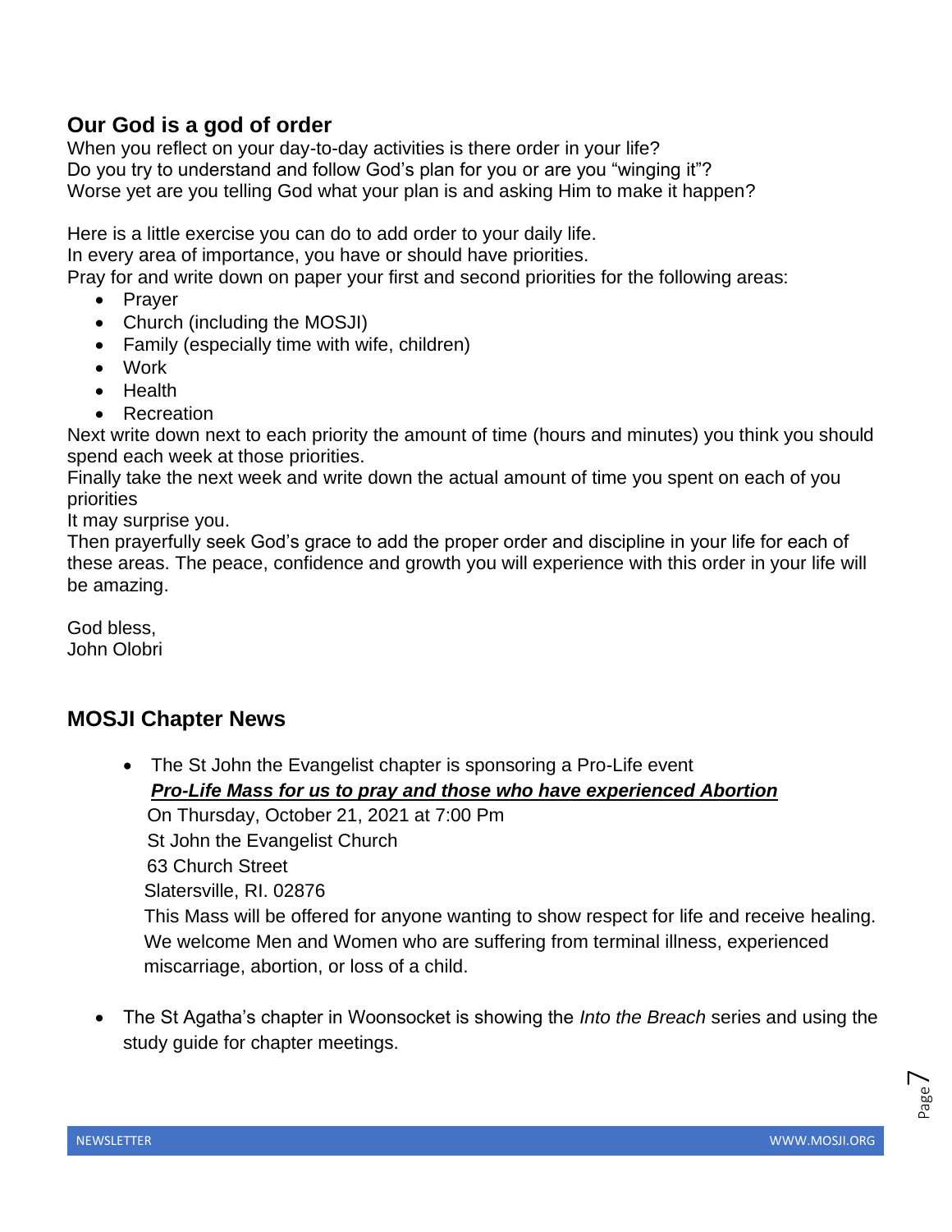## Our God is a god of order

When you reflect on your day-to-day activities is there order in your life?
Do you try to understand and follow God's plan for you or are you "winging it"?
Worse yet are you telling God what your plan is and asking Him to make it happen?

Here is a little exercise you can do to add order to your daily life.
In every area of importance, you have or should have priorities.
Pray for and write down on paper your first and second priorities for the following areas:

- Prayer
- Church (including the MOSJI)
- Family (especially time with wife, children)
- Work
- Health
- Recreation

Next write down next to each priority the amount of time (hours and minutes) you think you should spend each week at those priorities.
Finally take the next week and write down the actual amount of time you spent on each of you priorities
It may surprise you.
Then prayerfully seek God's grace to add the proper order and discipline in your life for each of these areas. The peace, confidence and growth you will experience with this order in your life will be amazing.

God bless,
John Olobri

## MOSJI Chapter News

- The St John the Evangelist chapter is sponsoring a Pro-Life event
  ***Pro-Life Mass for us to pray and those who have experienced Abortion***
  On Thursday, October 21, 2021 at 7:00 Pm
  St John the Evangelist Church
  63 Church Street
  Slatersville, RI. 02876
  This Mass will be offered for anyone wanting to show respect for life and receive healing. We welcome Men and Women who are suffering from terminal illness, experienced miscarriage, abortion, or loss of a child.

- The St Agatha's chapter in Woonsocket is showing the *Into the Breach* series and using the study guide for chapter meetings.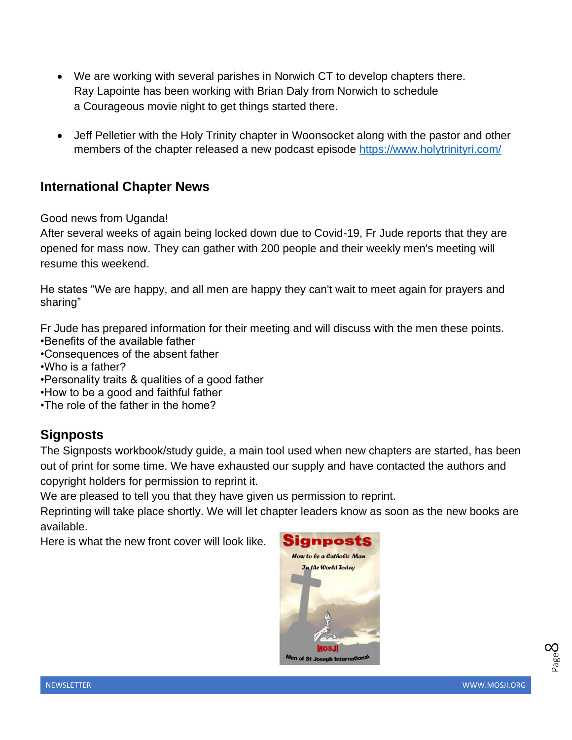- We are working with several parishes in Norwich CT to develop chapters there. Ray Lapointe has been working with Brian Daly from Norwich to schedule a Courageous movie night to get things started there.

- Jeff Pelletier with the Holy Trinity chapter in Woonsocket along with the pastor and other members of the chapter released a new podcast episode https://www.holytrinityri.com/

## International Chapter News

Good news from Uganda!
After several weeks of again being locked down due to Covid-19, Fr Jude reports that they are opened for mass now. They can gather with 200 people and their weekly men's meeting will resume this weekend.

He states "We are happy, and all men are happy they can't wait to meet again for prayers and sharing"

Fr Jude has prepared information for their meeting and will discuss with the men these points.

- Benefits of the available father
- Consequences of the absent father
- Who is a father?
- Personality traits & qualities of a good father
- How to be a good and faithful father
- The role of the father in the home?

## Signposts

The Signposts workbook/study guide, a main tool used when new chapters are started, has been out of print for some time. We have exhausted our supply and have contacted the authors and copyright holders for permission to reprint it.
We are pleased to tell you that they have given us permission to reprint.
Reprinting will take place shortly. We will let chapter leaders know as soon as the new books are available.
Here is what the new front cover will look like.

Signposts
How to be a Catholic Man
In the World Today
MOSJI
Men of St Joseph International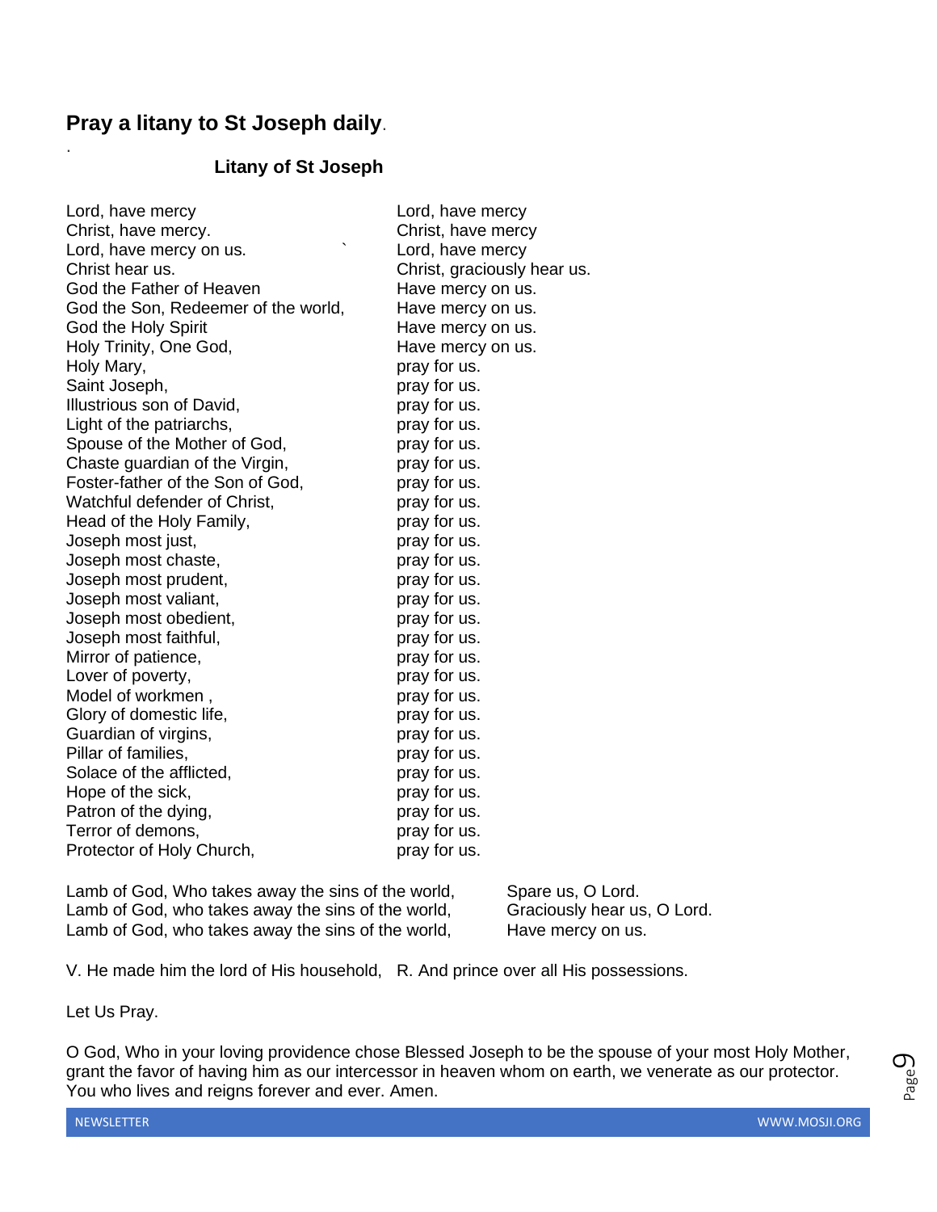## Pray a litany to St Joseph daily.

### Litany of St Joseph

| | |
|---|---|
| Lord, have mercy | Lord, have mercy |
| Christ, have mercy. | Christ, have mercy |
| Lord, have mercy on us. | Lord, have mercy |
| Christ hear us. | Christ, graciously hear us. |
| God the Father of Heaven | Have mercy on us. |
| God the Son, Redeemer of the world, | Have mercy on us. |
| God the Holy Spirit | Have mercy on us. |
| Holy Trinity, One God, | Have mercy on us. |
| Holy Mary, | pray for us. |
| Saint Joseph, | pray for us. |
| Illustrious son of David, | pray for us. |
| Light of the patriarchs, | pray for us. |
| Spouse of the Mother of God, | pray for us. |
| Chaste guardian of the Virgin, | pray for us. |
| Foster-father of the Son of God, | pray for us. |
| Watchful defender of Christ, | pray for us. |
| Head of the Holy Family, | pray for us. |
| Joseph most just, | pray for us. |
| Joseph most chaste, | pray for us. |
| Joseph most prudent, | pray for us. |
| Joseph most valiant, | pray for us. |
| Joseph most obedient, | pray for us. |
| Joseph most faithful, | pray for us. |
| Mirror of patience, | pray for us. |
| Lover of poverty, | pray for us. |
| Model of workmen , | pray for us. |
| Glory of domestic life, | pray for us. |
| Guardian of virgins, | pray for us. |
| Pillar of families, | pray for us. |
| Solace of the afflicted, | pray for us. |
| Hope of the sick, | pray for us. |
| Patron of the dying, | pray for us. |
| Terror of demons, | pray for us. |
| Protector of Holy Church, | pray for us. |

| | |
|---|---|
| Lamb of God, Who takes away the sins of the world, | Spare us, O Lord. |
| Lamb of God, who takes away the sins of the world, | Graciously hear us, O Lord. |
| Lamb of God, who takes away the sins of the world, | Have mercy on us. |

V. He made him the lord of His household, R. And prince over all His possessions.

Let Us Pray.

O God, Who in your loving providence chose Blessed Joseph to be the spouse of your most Holy Mother, grant the favor of having him as our intercessor in heaven whom on earth, we venerate as our protector. You who lives and reigns forever and ever. Amen.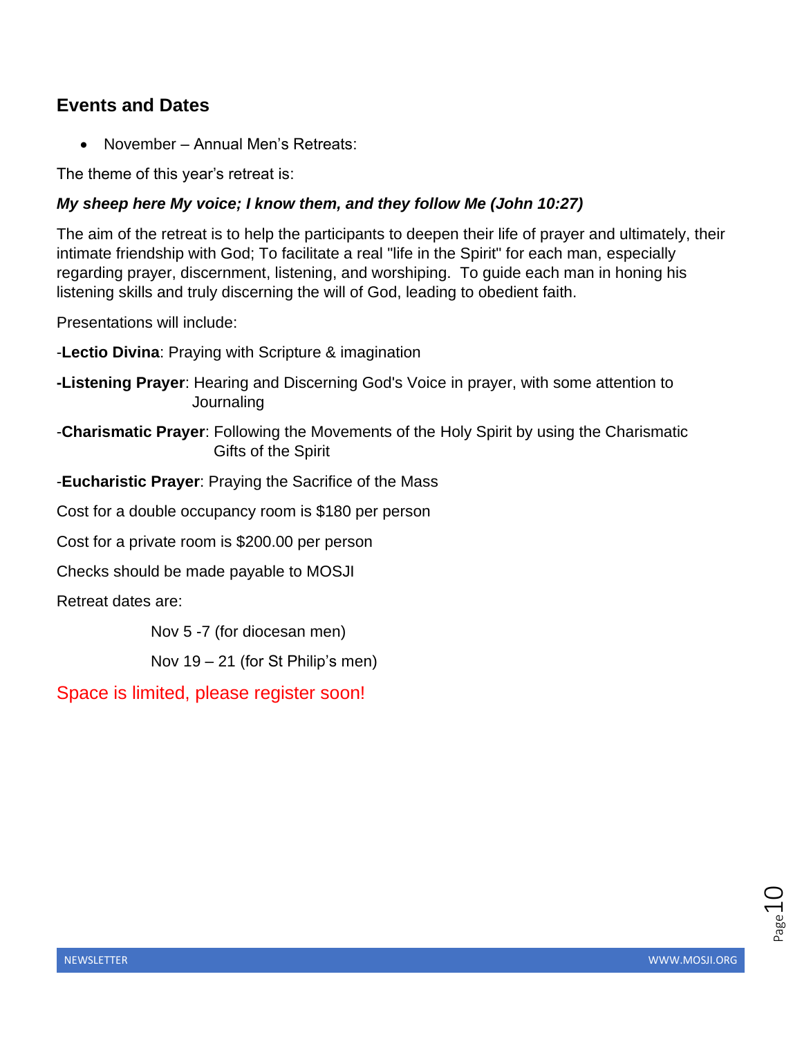## Events and Dates

- November – Annual Men's Retreats:

The theme of this year's retreat is:

***My sheep here My voice; I know them, and they follow Me (John 10:27)***

The aim of the retreat is to help the participants to deepen their life of prayer and ultimately, their intimate friendship with God; To facilitate a real "life in the Spirit" for each man, especially regarding prayer, discernment, listening, and worshiping. To guide each man in honing his listening skills and truly discerning the will of God, leading to obedient faith.

Presentations will include:

-**Lectio Divina**: Praying with Scripture & imagination

**-Listening Prayer**: Hearing and Discerning God's Voice in prayer, with some attention to Journaling

-**Charismatic Prayer**: Following the Movements of the Holy Spirit by using the Charismatic Gifts of the Spirit

-**Eucharistic Prayer**: Praying the Sacrifice of the Mass

Cost for a double occupancy room is $180 per person

Cost for a private room is $200.00 per person

Checks should be made payable to MOSJI

Retreat dates are:

Nov 5 -7 (for diocesan men)

Nov 19 – 21 (for St Philip's men)

Space is limited, please register soon!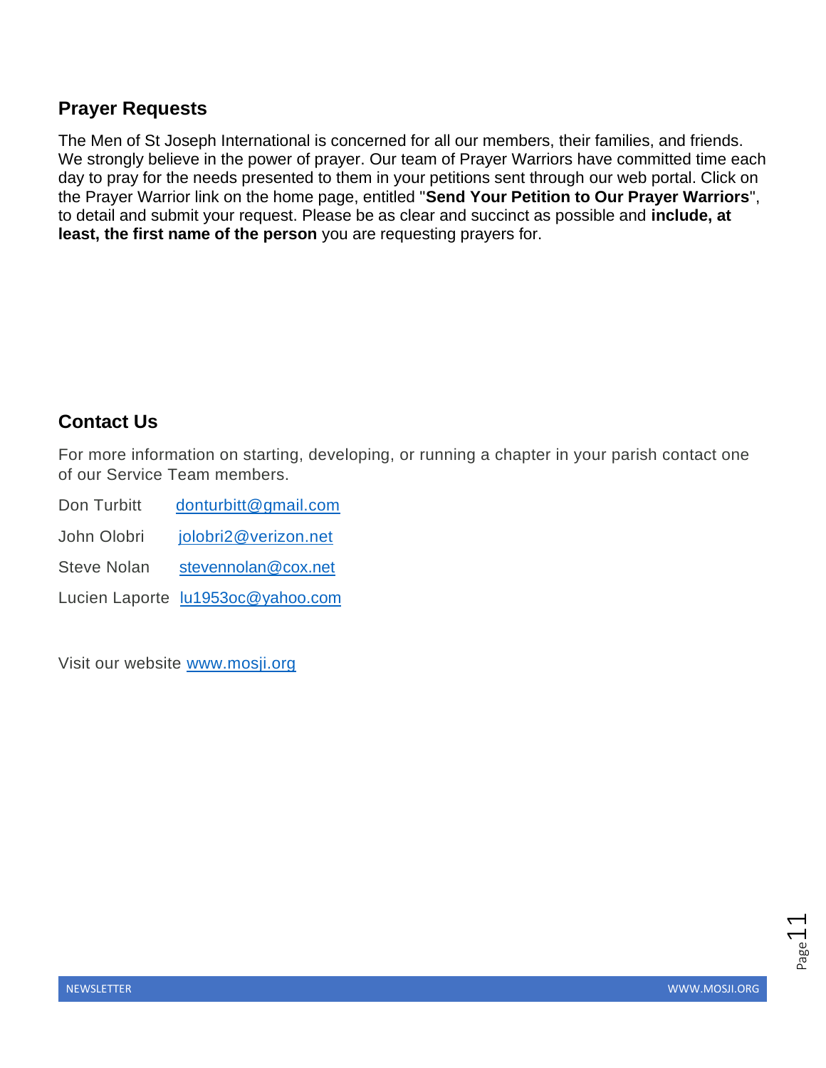## Prayer Requests

The Men of St Joseph International is concerned for all our members, their families, and friends. We strongly believe in the power of prayer. Our team of Prayer Warriors have committed time each day to pray for the needs presented to them in your petitions sent through our web portal. Click on the Prayer Warrior link on the home page, entitled "**Send Your Petition to Our Prayer Warriors**", to detail and submit your request. Please be as clear and succinct as possible and **include, at least, the first name of the person** you are requesting prayers for.

## Contact Us

For more information on starting, developing, or running a chapter in your parish contact one of our Service Team members.

Don Turbitt donturbitt@gmail.com

John Olobri jolobri2@verizon.net

Steve Nolan stevennolan@cox.net

Lucien Laporte lu1953oc@yahoo.com

Visit our website www.mosji.org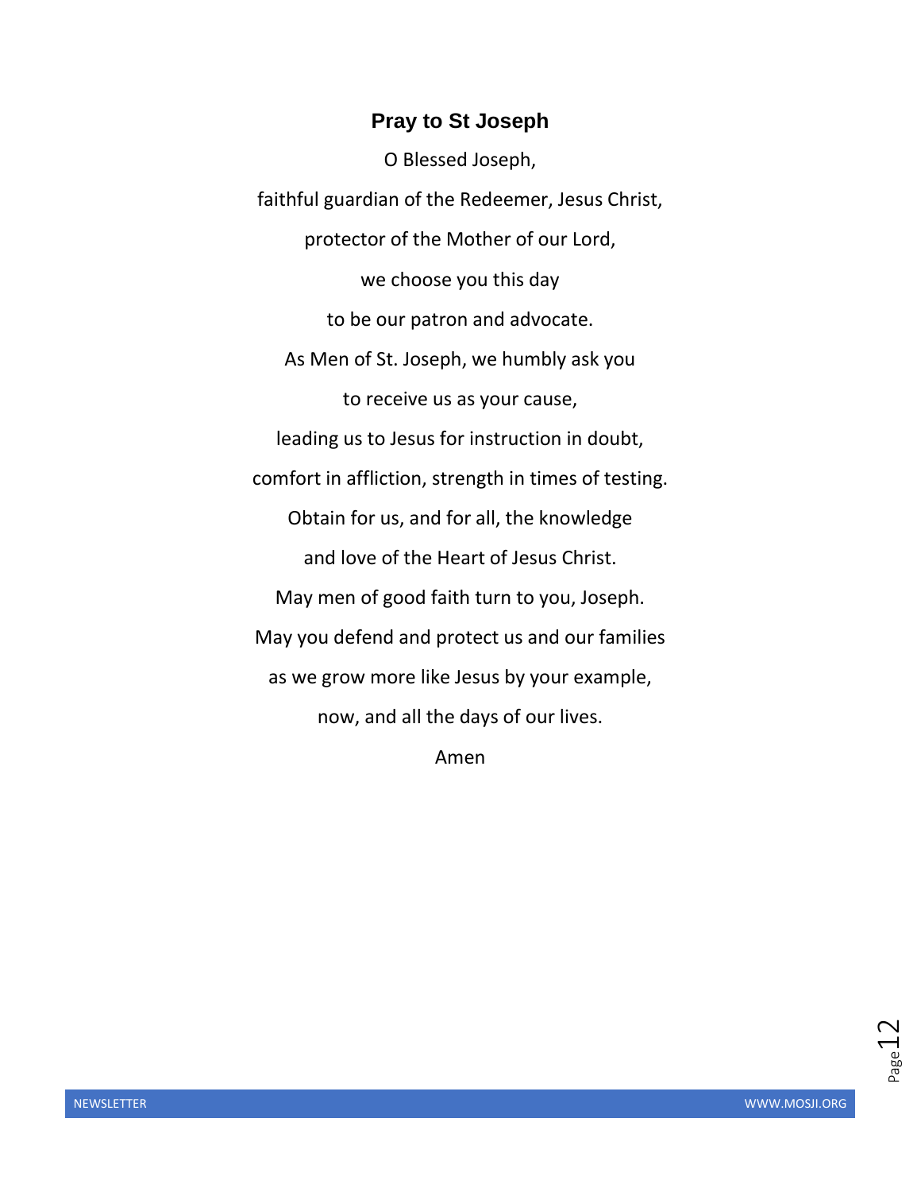## Pray to St Joseph

O Blessed Joseph,

faithful guardian of the Redeemer, Jesus Christ,

protector of the Mother of our Lord,

we choose you this day

to be our patron and advocate.

As Men of St. Joseph, we humbly ask you

to receive us as your cause,

leading us to Jesus for instruction in doubt,

comfort in affliction, strength in times of testing.

Obtain for us, and for all, the knowledge

and love of the Heart of Jesus Christ.

May men of good faith turn to you, Joseph.

May you defend and protect us and our families

as we grow more like Jesus by your example,

now, and all the days of our lives.

Amen